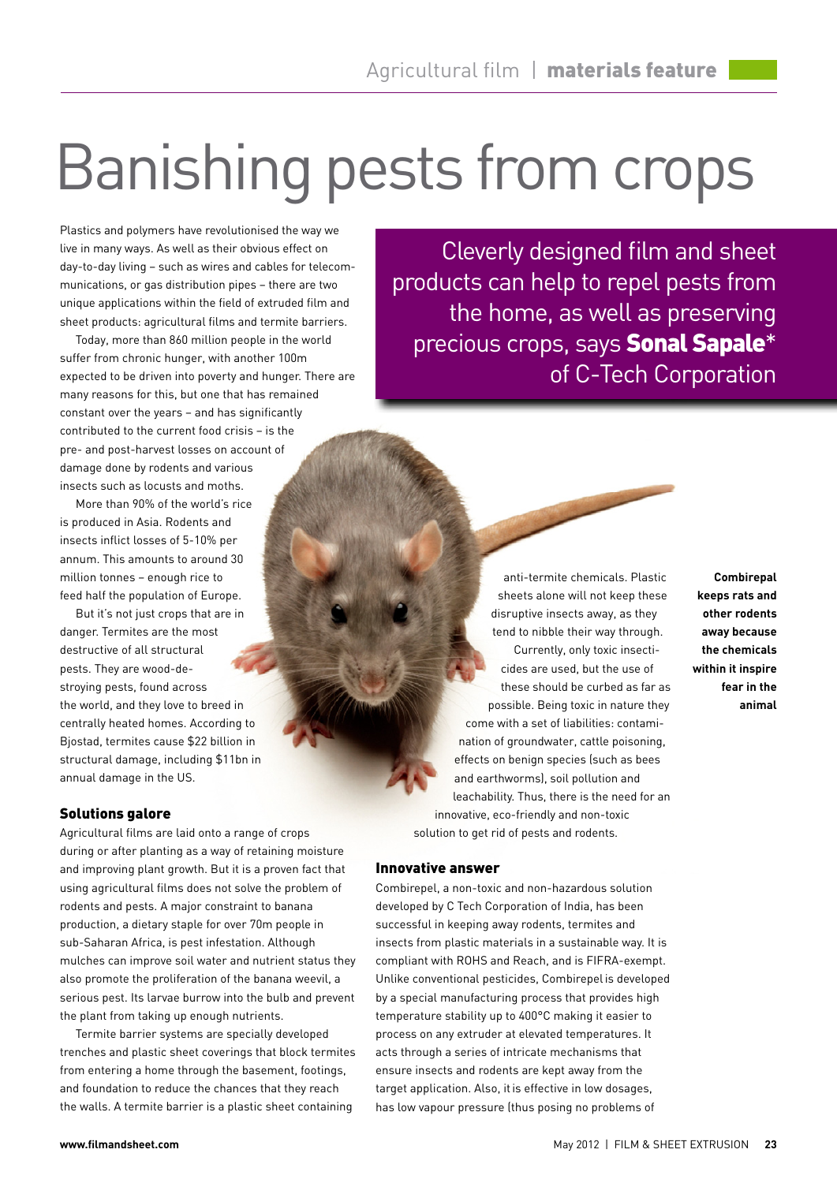# Banishing pests from crops

Cleverly designed film and sheet products can help to repel pests from the home, as well as preserving precious crops, says **Sonal Sapale*** of C-Tech Corporation

Plastics and polymers have revolutionised the way we live in many ways. As well as their obvious effect on day-to-day living – such as wires and cables for telecommunications, or gas distribution pipes – there are two unique applications within the field of extruded film and sheet products: agricultural films and termite barriers.

Today, more than 860 million people in the world suffer from chronic hunger, with another 100m expected to be driven into poverty and hunger. There are many reasons for this, but one that has remained constant over the years – and has significantly contributed to the current food crisis – is the pre- and post-harvest losses on account of damage done by rodents and various insects such as locusts and moths.

More than 90% of the world's rice is produced in Asia. Rodents and insects inflict losses of 5-10% per annum. This amounts to around 30 million tonnes – enough rice to feed half the population of Europe.

But it's not just crops that are in danger. Termites are the most destructive of all structural pests. They are wood-destroying pests, found across the world, and they love to breed in centrally heated homes. According to Bjostad, termites cause $22 billion in structural damage, including $11bn in annual damage in the US.

### Solutions galore

Agricultural films are laid onto a range of crops during or after planting as a way of retaining moisture and improving plant growth. But it is a proven fact that using agricultural films does not solve the problem of rodents and pests. A major constraint to banana production, a dietary staple for over 70m people in sub-Saharan Africa, is pest infestation. Although mulches can improve soil water and nutrient status they also promote the proliferation of the banana weevil, a serious pest. Its larvae burrow into the bulb and prevent the plant from taking up enough nutrients.

Termite barrier systems are specially developed trenches and plastic sheet coverings that block termites from entering a home through the basement, footings, and foundation to reduce the chances that they reach the walls. A termite barrier is a plastic sheet containing anti-termite chemicals. Plastic sheets alone will not keep these disruptive insects away, as they tend to nibble their way through.

Currently, only toxic insecticides are used, but the use of these should be curbed as far as possible. Being toxic in nature they come with a set of liabilities: contamination of groundwater, cattle poisoning, effects on benign species (such as bees and earthworms), soil pollution and leachability. Thus, there is the need for an innovative, eco-friendly and non-toxic solution to get rid of pests and rodents.

**Combirepal keeps rats and other rodents away because the chemicals within it inspire fear in the animal**

### Innovative answer

Combirepel, a non-toxic and non-hazardous solution developed by C Tech Corporation of India, has been successful in keeping away rodents, termites and insects from plastic materials in a sustainable way. It is compliant with ROHS and Reach, and is FIFRA-exempt. Unlike conventional pesticides, Combirepel is developed by a special manufacturing process that provides high temperature stability up to 400°C making it easier to process on any extruder at elevated temperatures. It acts through a series of intricate mechanisms that ensure insects and rodents are kept away from the target application. Also, it is effective in low dosages, has low vapour pressure (thus posing no problems of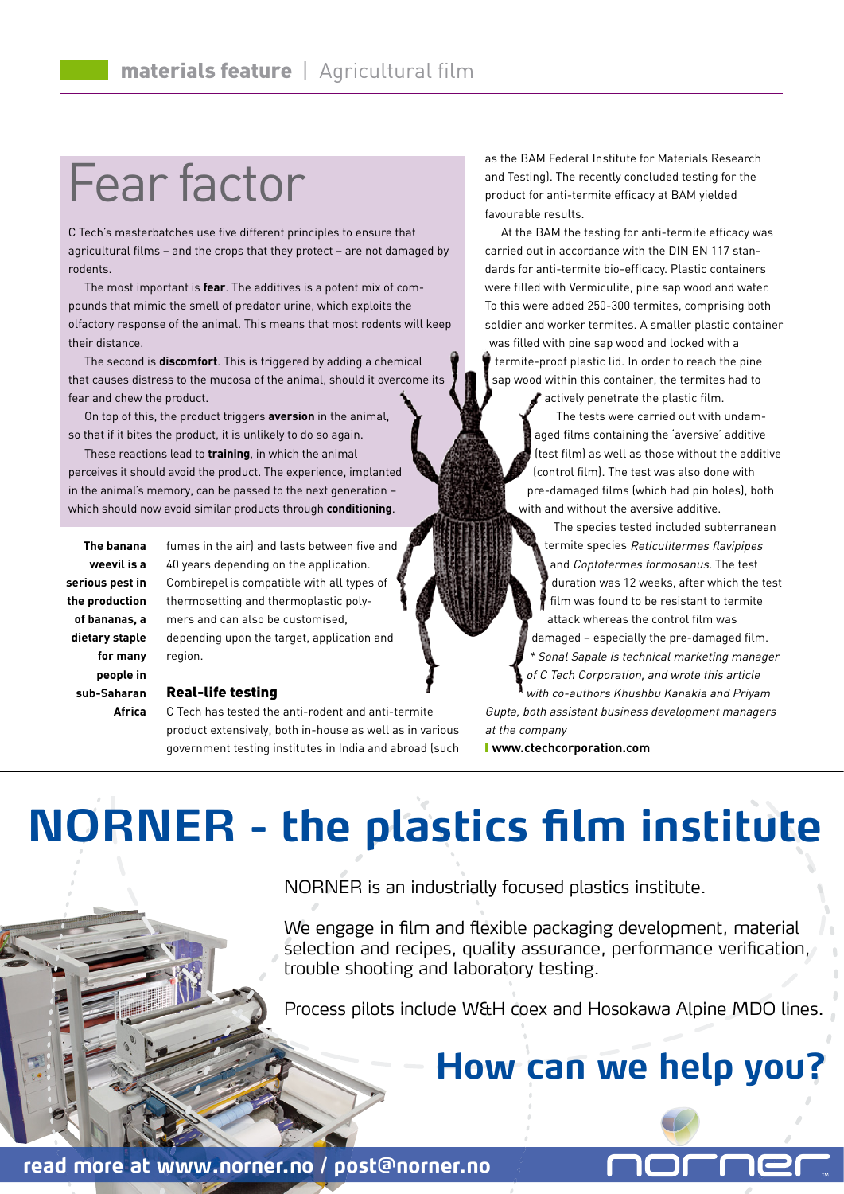# Fear factor

C Tech's masterbatches use five different principles to ensure that agricultural films – and the crops that they protect – are not damaged by rodents.

The most important is **fear**. The additives is a potent mix of compounds that mimic the smell of predator urine, which exploits the olfactory response of the animal. This means that most rodents will keep their distance.

The second is **discomfort**. This is triggered by adding a chemical that causes distress to the mucosa of the animal, should it overcome its fear and chew the product.

On top of this, the product triggers **aversion** in the animal, so that if it bites the product, it is unlikely to do so again.

These reactions lead to **training**, in which the animal perceives it should avoid the product. The experience, implanted in the animal's memory, can be passed to the next generation – which should now avoid similar products through **conditioning**.

**The banana weevil is a serious pest in the production of bananas, a dietary staple for many people in sub-Saharan Africa**

fumes in the air) and lasts between five and 40 years depending on the application. Combirepel is compatible with all types of thermosetting and thermoplastic polymers and can also be customised, depending upon the target, application and region.

## Real-life testing

C Tech has tested the anti-rodent and anti-termite product extensively, both in-house as well as in various government testing institutes in India and abroad (such as the BAM Federal Institute for Materials Research and Testing). The recently concluded testing for the product for anti-termite efficacy at BAM yielded favourable results.

At the BAM the testing for anti-termite efficacy was carried out in accordance with the DIN EN 117 standards for anti-termite bio-efficacy. Plastic containers were filled with Vermiculite, pine sap wood and water. To this were added 250-300 termites, comprising both soldier and worker termites. A smaller plastic container was filled with pine sap wood and locked with a termite-proof plastic lid. In order to reach the pine sap wood within this container, the termites had to actively penetrate the plastic film.

The tests were carried out with undamaged films containing the 'aversive' additive (test film) as well as those without the additive (control film). The test was also done with pre-damaged films (which had pin holes), both with and without the aversive additive.

The species tested included subterranean termite species *Reticulitermes flavipipes* and *Coptotermes formosanus*. The test duration was 12 weeks, after which the test film was found to be resistant to termite attack whereas the control film was damaged – especially the pre-damaged film.

*\* Sonal Sapale is technical marketing manager of C Tech Corporation, and wrote this article with co-authors Khushbu Kanakia and Priyam Gupta, both assistant business development managers at the company*

**www.ctechcorporation.com**

# NORNER - the plastics film institute

NORNER is an industrially focused plastics institute.

We engage in film and flexible packaging development, material selection and recipes, quality assurance, performance verification, trouble shooting and laboratory testing.

Process pilots include W&H coex and Hosokawa Alpine MDO lines.

## How can we help you?

**read more at www.norner.no / post@norner.no**

norner